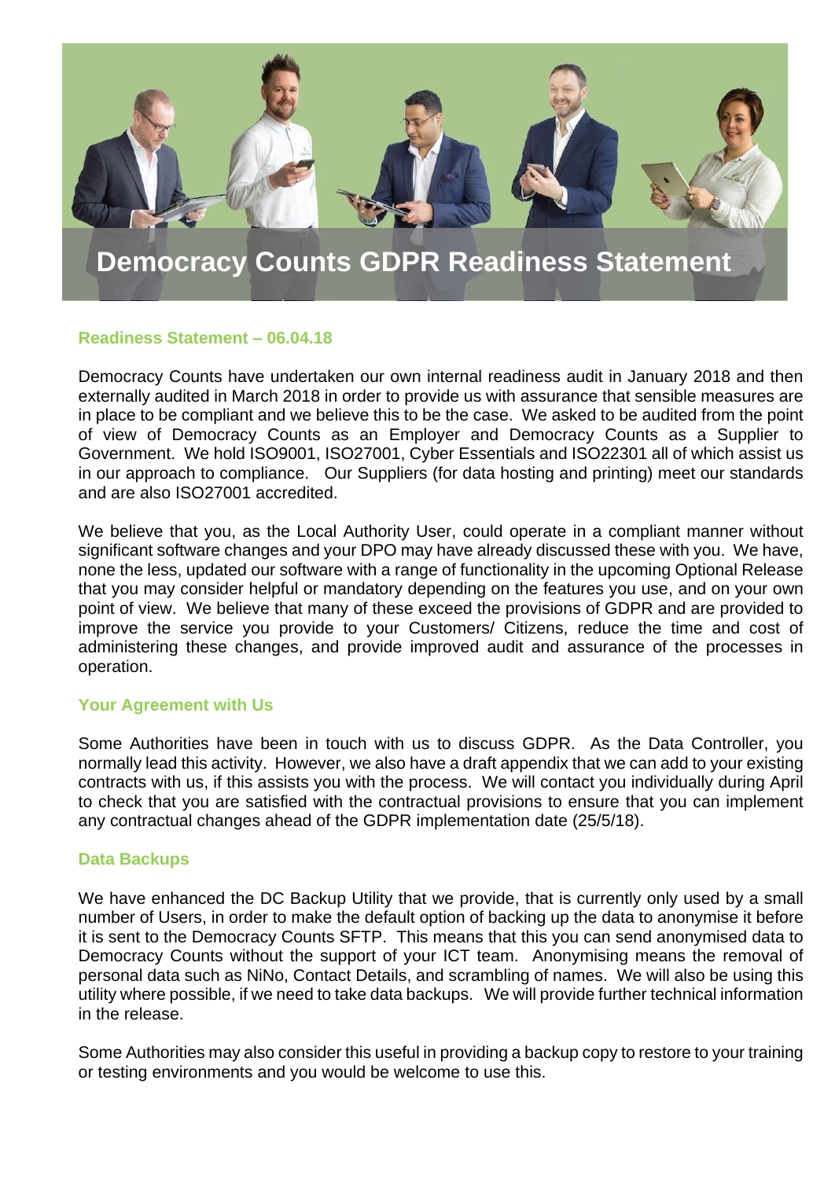# Democracy Counts GDPR Readiness Statement

## Readiness Statement – 06.04.18

Democracy Counts have undertaken our own internal readiness audit in January 2018 and then externally audited in March 2018 in order to provide us with assurance that sensible measures are in place to be compliant and we believe this to be the case. We asked to be audited from the point of view of Democracy Counts as an Employer and Democracy Counts as a Supplier to Government. We hold ISO9001, ISO27001, Cyber Essentials and ISO22301 all of which assist us in our approach to compliance. Our Suppliers (for data hosting and printing) meet our standards and are also ISO27001 accredited.

We believe that you, as the Local Authority User, could operate in a compliant manner without significant software changes and your DPO may have already discussed these with you. We have, none the less, updated our software with a range of functionality in the upcoming Optional Release that you may consider helpful or mandatory depending on the features you use, and on your own point of view. We believe that many of these exceed the provisions of GDPR and are provided to improve the service you provide to your Customers/ Citizens, reduce the time and cost of administering these changes, and provide improved audit and assurance of the processes in operation.

## Your Agreement with Us

Some Authorities have been in touch with us to discuss GDPR. As the Data Controller, you normally lead this activity. However, we also have a draft appendix that we can add to your existing contracts with us, if this assists you with the process. We will contact you individually during April to check that you are satisfied with the contractual provisions to ensure that you can implement any contractual changes ahead of the GDPR implementation date (25/5/18).

## Data Backups

We have enhanced the DC Backup Utility that we provide, that is currently only used by a small number of Users, in order to make the default option of backing up the data to anonymise it before it is sent to the Democracy Counts SFTP. This means that this you can send anonymised data to Democracy Counts without the support of your ICT team. Anonymising means the removal of personal data such as NiNo, Contact Details, and scrambling of names. We will also be using this utility where possible, if we need to take data backups. We will provide further technical information in the release.

Some Authorities may also consider this useful in providing a backup copy to restore to your training or testing environments and you would be welcome to use this.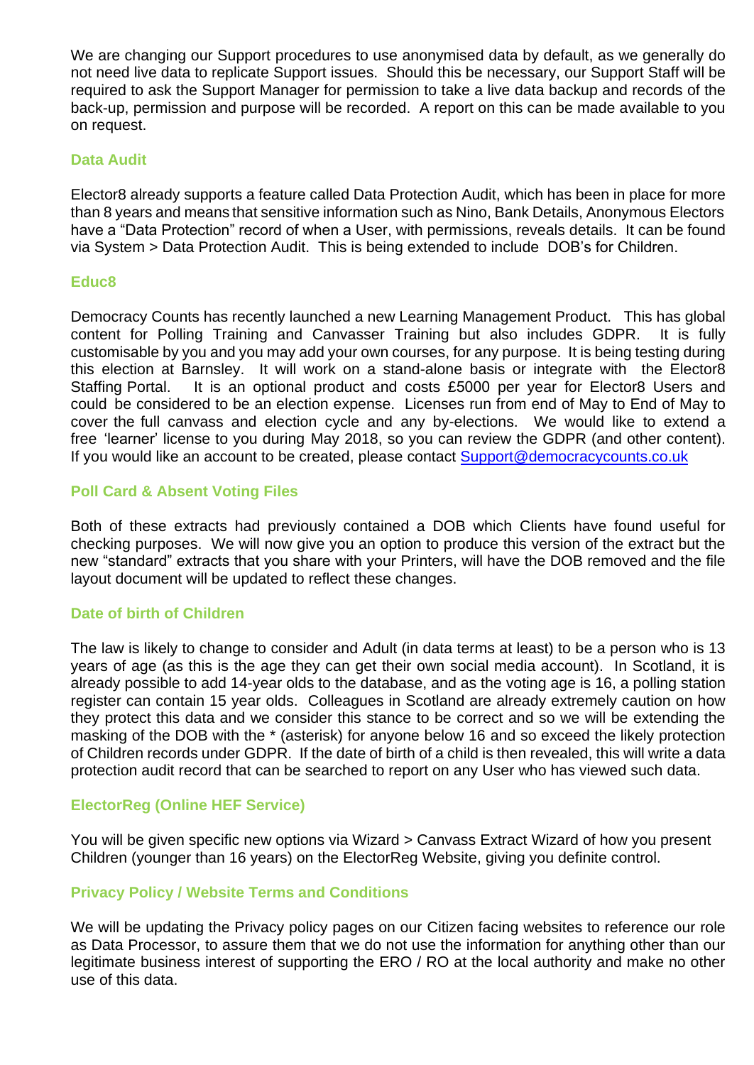We are changing our Support procedures to use anonymised data by default, as we generally do not need live data to replicate Support issues. Should this be necessary, our Support Staff will be required to ask the Support Manager for permission to take a live data backup and records of the back-up, permission and purpose will be recorded. A report on this can be made available to you on request.

### Data Audit

Elector8 already supports a feature called Data Protection Audit, which has been in place for more than 8 years and means that sensitive information such as Nino, Bank Details, Anonymous Electors have a "Data Protection" record of when a User, with permissions, reveals details. It can be found via System > Data Protection Audit. This is being extended to include DOB's for Children.

### Educ8

Democracy Counts has recently launched a new Learning Management Product. This has global content for Polling Training and Canvasser Training but also includes GDPR. It is fully customisable by you and you may add your own courses, for any purpose. It is being testing during this election at Barnsley. It will work on a stand-alone basis or integrate with the Elector8 Staffing Portal. It is an optional product and costs £5000 per year for Elector8 Users and could be considered to be an election expense. Licenses run from end of May to End of May to cover the full canvass and election cycle and any by-elections. We would like to extend a free 'learner' license to you during May 2018, so you can review the GDPR (and other content). If you would like an account to be created, please contact Support@democracycounts.co.uk

### Poll Card & Absent Voting Files

Both of these extracts had previously contained a DOB which Clients have found useful for checking purposes. We will now give you an option to produce this version of the extract but the new "standard" extracts that you share with your Printers, will have the DOB removed and the file layout document will be updated to reflect these changes.

### Date of birth of Children

The law is likely to change to consider and Adult (in data terms at least) to be a person who is 13 years of age (as this is the age they can get their own social media account). In Scotland, it is already possible to add 14-year olds to the database, and as the voting age is 16, a polling station register can contain 15 year olds. Colleagues in Scotland are already extremely caution on how they protect this data and we consider this stance to be correct and so we will be extending the masking of the DOB with the * (asterisk) for anyone below 16 and so exceed the likely protection of Children records under GDPR. If the date of birth of a child is then revealed, this will write a data protection audit record that can be searched to report on any User who has viewed such data.

### ElectorReg (Online HEF Service)

You will be given specific new options via Wizard > Canvass Extract Wizard of how you present Children (younger than 16 years) on the ElectorReg Website, giving you definite control.

### Privacy Policy / Website Terms and Conditions

We will be updating the Privacy policy pages on our Citizen facing websites to reference our role as Data Processor, to assure them that we do not use the information for anything other than our legitimate business interest of supporting the ERO / RO at the local authority and make no other use of this data.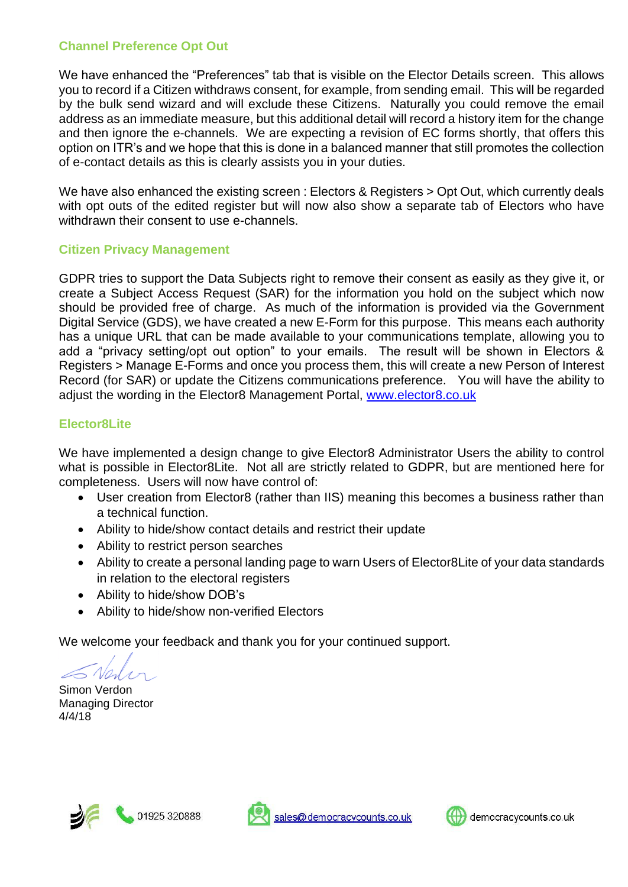### Channel Preference Opt Out

We have enhanced the "Preferences" tab that is visible on the Elector Details screen. This allows you to record if a Citizen withdraws consent, for example, from sending email. This will be regarded by the bulk send wizard and will exclude these Citizens. Naturally you could remove the email address as an immediate measure, but this additional detail will record a history item for the change and then ignore the e-channels. We are expecting a revision of EC forms shortly, that offers this option on ITR's and we hope that this is done in a balanced manner that still promotes the collection of e-contact details as this is clearly assists you in your duties.

We have also enhanced the existing screen : Electors & Registers > Opt Out, which currently deals with opt outs of the edited register but will now also show a separate tab of Electors who have withdrawn their consent to use e-channels.

### Citizen Privacy Management

GDPR tries to support the Data Subjects right to remove their consent as easily as they give it, or create a Subject Access Request (SAR) for the information you hold on the subject which now should be provided free of charge. As much of the information is provided via the Government Digital Service (GDS), we have created a new E-Form for this purpose. This means each authority has a unique URL that can be made available to your communications template, allowing you to add a "privacy setting/opt out option" to your emails. The result will be shown in Electors & Registers > Manage E-Forms and once you process them, this will create a new Person of Interest Record (for SAR) or update the Citizens communications preference. You will have the ability to adjust the wording in the Elector8 Management Portal, [www.elector8.co.uk](www.elector8.co.uk)

### Elector8Lite

We have implemented a design change to give Elector8 Administrator Users the ability to control what is possible in Elector8Lite. Not all are strictly related to GDPR, but are mentioned here for completeness. Users will now have control of:

- User creation from Elector8 (rather than IIS) meaning this becomes a business rather than a technical function.
- Ability to hide/show contact details and restrict their update
- Ability to restrict person searches
- Ability to create a personal landing page to warn Users of Elector8Lite of your data standards in relation to the electoral registers
- Ability to hide/show DOB's
- Ability to hide/show non-verified Electors

We welcome your feedback and thank you for your continued support.

Simon Verdon
Managing Director
4/4/18

01925 320888 | [sales@democracycounts.co.uk](mailto:sales@democracycounts.co.uk) | democracycounts.co.uk